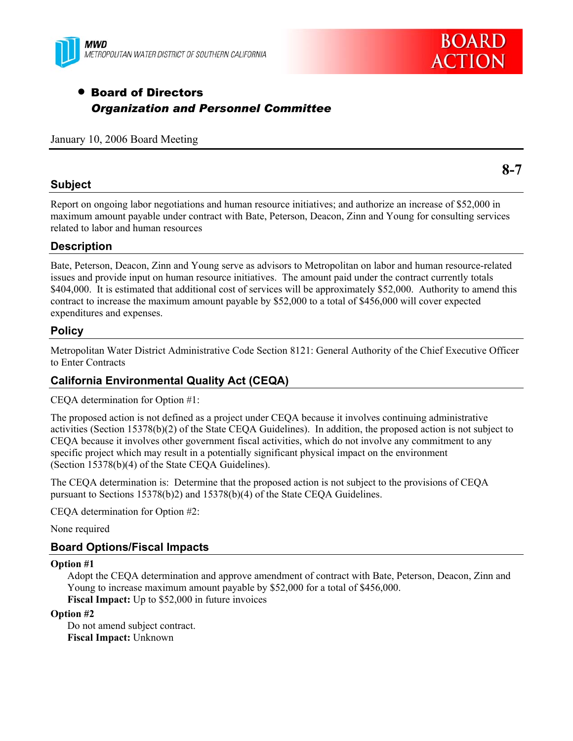MWD
METROPOLITAN WATER DISTRICT OF SOUTHERN CALIFORNIA

BOARD ACTION

- **Board of Directors**
  ***Organization and Personnel Committee***

January 10, 2006 Board Meeting

**8-7**

## Subject

Report on ongoing labor negotiations and human resource initiatives; and authorize an increase of $52,000 in maximum amount payable under contract with Bate, Peterson, Deacon, Zinn and Young for consulting services related to labor and human resources

## Description

Bate, Peterson, Deacon, Zinn and Young serve as advisors to Metropolitan on labor and human resource-related issues and provide input on human resource initiatives. The amount paid under the contract currently totals $404,000. It is estimated that additional cost of services will be approximately $52,000. Authority to amend this contract to increase the maximum amount payable by $52,000 to a total of $456,000 will cover expected expenditures and expenses.

## Policy

Metropolitan Water District Administrative Code Section 8121: General Authority of the Chief Executive Officer to Enter Contracts

## California Environmental Quality Act (CEQA)

CEQA determination for Option #1:

The proposed action is not defined as a project under CEQA because it involves continuing administrative activities (Section 15378(b)(2) of the State CEQA Guidelines). In addition, the proposed action is not subject to CEQA because it involves other government fiscal activities, which do not involve any commitment to any specific project which may result in a potentially significant physical impact on the environment (Section 15378(b)(4) of the State CEQA Guidelines).

The CEQA determination is: Determine that the proposed action is not subject to the provisions of CEQA pursuant to Sections 15378(b)2) and 15378(b)(4) of the State CEQA Guidelines.

CEQA determination for Option #2:

None required

## Board Options/Fiscal Impacts

**Option #1**

Adopt the CEQA determination and approve amendment of contract with Bate, Peterson, Deacon, Zinn and Young to increase maximum amount payable by $52,000 for a total of $456,000.
**Fiscal Impact:** Up to $52,000 in future invoices

**Option #2**

Do not amend subject contract.
**Fiscal Impact:** Unknown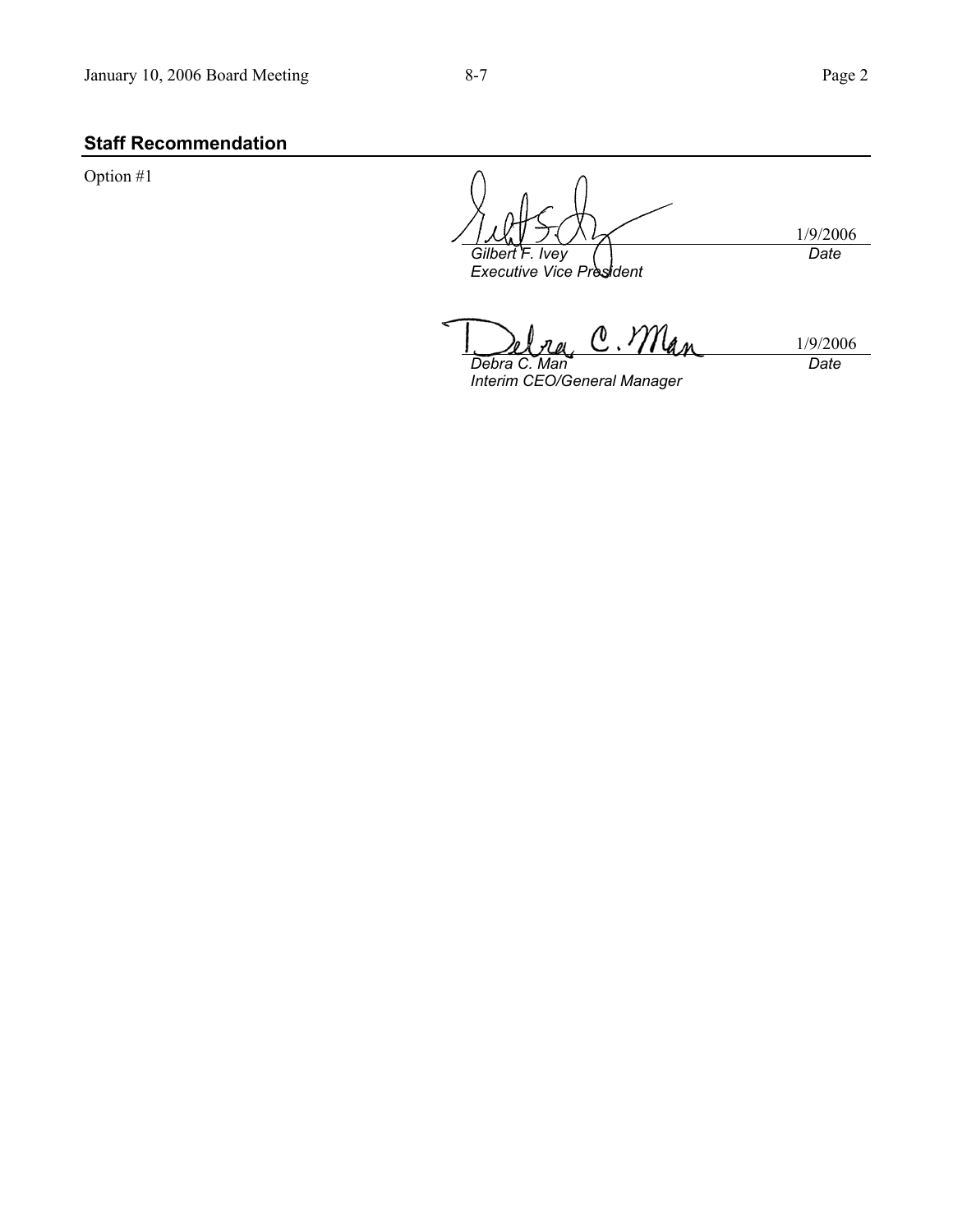## Staff Recommendation

Option #1

| | |
|---|---|
| *Gilbert F. Ivey* | 1/9/2006 |
| *Executive Vice President* | *Date* |

| | |
|---|---|
| *Debra C. Man* | 1/9/2006 |
| *Interim CEO/General Manager* | *Date* |